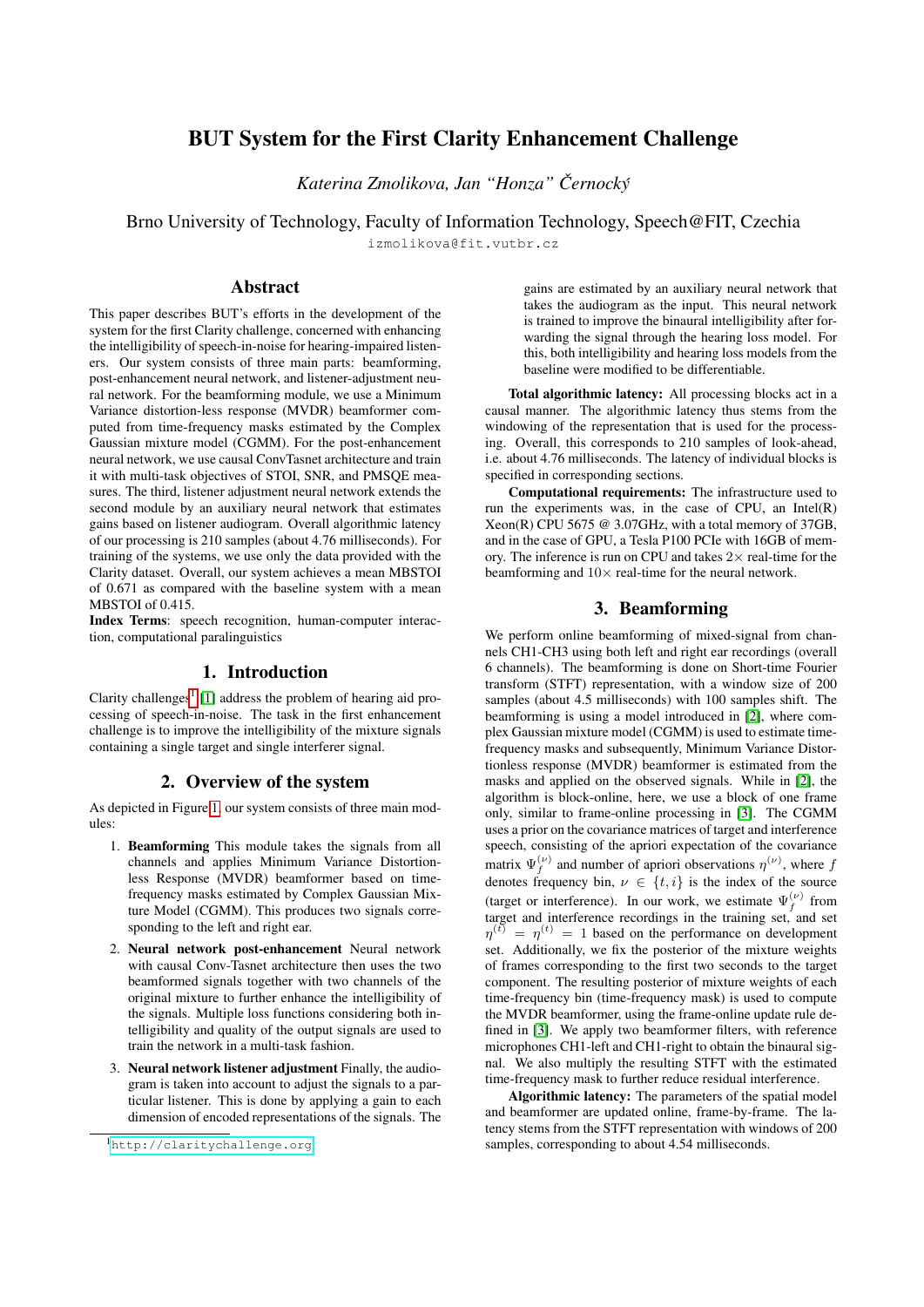# BUT System for the First Clarity Enhancement Challenge

*Katerina Zmolikova, Jan "Honza" Černocký*

Brno University of Technology, Faculty of Information Technology, Speech@FIT, Czechia

izmolikova@fit.vutbr.cz

## Abstract

This paper describes BUT's efforts in the development of the system for the first Clarity challenge, concerned with enhancing the intelligibility of speech-in-noise for hearing-impaired listeners. Our system consists of three main parts: beamforming, post-enhancement neural network, and listener-adjustment neural network. For the beamforming module, we use a Minimum Variance distortion-less response (MVDR) beamformer computed from time-frequency masks estimated by the Complex Gaussian mixture model (CGMM). For the post-enhancement neural network, we use causal ConvTasnet architecture and train it with multi-task objectives of STOI, SNR, and PMSQE measures. The third, listener adjustment neural network extends the second module by an auxiliary neural network that estimates gains based on listener audiogram. Overall algorithmic latency of our processing is 210 samples (about 4.76 milliseconds). For training of the systems, we use only the data provided with the Clarity dataset. Overall, our system achieves a mean MBSTOI of 0.671 as compared with the baseline system with a mean MBSTOI of 0.415.

**Index Terms**: speech recognition, human-computer interaction, computational paralinguistics

## 1. Introduction

Clarity challenges[1] [1] address the problem of hearing aid processing of speech-in-noise. The task in the first enhancement challenge is to improve the intelligibility of the mixture signals containing a single target and single interferer signal.

## 2. Overview of the system

As depicted in Figure 1, our system consists of three main modules:

1. **Beamforming** This module takes the signals from all channels and applies Minimum Variance Distortion-less Response (MVDR) beamformer based on time-frequency masks estimated by Complex Gaussian Mixture Model (CGMM). This produces two signals corresponding to the left and right ear.
2. **Neural network post-enhancement** Neural network with causal Conv-Tasnet architecture then uses the two beamformed signals together with two channels of the original mixture to further enhance the intelligibility of the signals. Multiple loss functions considering both intelligibility and quality of the output signals are used to train the network in a multi-task fashion.
3. **Neural network listener adjustment** Finally, the audiogram is taken into account to adjust the signals to a particular listener. This is done by applying a gain to each dimension of encoded representations of the signals. The gains are estimated by an auxiliary neural network that takes the audiogram as the input. This neural network is trained to improve the binaural intelligibility after forwarding the signal through the hearing loss model. For this, both intelligibility and hearing loss models from the baseline were modified to be differentiable.

**Total algorithmic latency:** All processing blocks act in a causal manner. The algorithmic latency thus stems from the windowing of the representation that is used for the processing. Overall, this corresponds to 210 samples of look-ahead, i.e. about 4.76 milliseconds. The latency of individual blocks is specified in corresponding sections.

**Computational requirements:** The infrastructure used to run the experiments was, in the case of CPU, an Intel(R) Xeon(R) CPU 5675 @ 3.07GHz, with a total memory of 37GB, and in the case of GPU, a Tesla P100 PCIe with 16GB of memory. The inference is run on CPU and takes $2\times$ real-time for the beamforming and $10\times$ real-time for the neural network.

## 3. Beamforming

We perform online beamforming of mixed-signal from channels CH1-CH3 using both left and right ear recordings (overall 6 channels). The beamforming is done on Short-time Fourier transform (STFT) representation, with a window size of 200 samples (about 4.5 milliseconds) with 100 samples shift. The beamforming is using a model introduced in [2], where complex Gaussian mixture model (CGMM) is used to estimate time-frequency masks and subsequently, Minimum Variance Distortionless response (MVDR) beamformer is estimated from the masks and applied on the observed signals. While in [2], the algorithm is block-online, here, we use a block of one frame only, similar to frame-online processing in [3]. The CGMM uses a prior on the covariance matrices of target and interference speech, consisting of the apriori expectation of the covariance matrix $\Psi_f^{(\nu)}$ and number of apriori observations $\eta^{(\nu)}$, where $f$ denotes frequency bin, $\nu \in \{t, i\}$ is the index of the source (target or interference). In our work, we estimate $\Psi_f^{(\nu)}$ from target and interference recordings in the training set, and set $\eta^{(t)} = \eta^{(t)} = 1$ based on the performance on development set. Additionally, we fix the posterior of the mixture weights of frames corresponding to the first two seconds to the target component. The resulting posterior of mixture weights of each time-frequency bin (time-frequency mask) is used to compute the MVDR beamformer, using the frame-online update rule defined in [3]. We apply two beamformer filters, with reference microphones CH1-left and CH1-right to obtain the binaural signal. We also multiply the resulting STFT with the estimated time-frequency mask to further reduce residual interference.

**Algorithmic latency:** The parameters of the spatial model and beamformer are updated online, frame-by-frame. The latency stems from the STFT representation with windows of 200 samples, corresponding to about 4.54 milliseconds.

[1] http://claritychallenge.org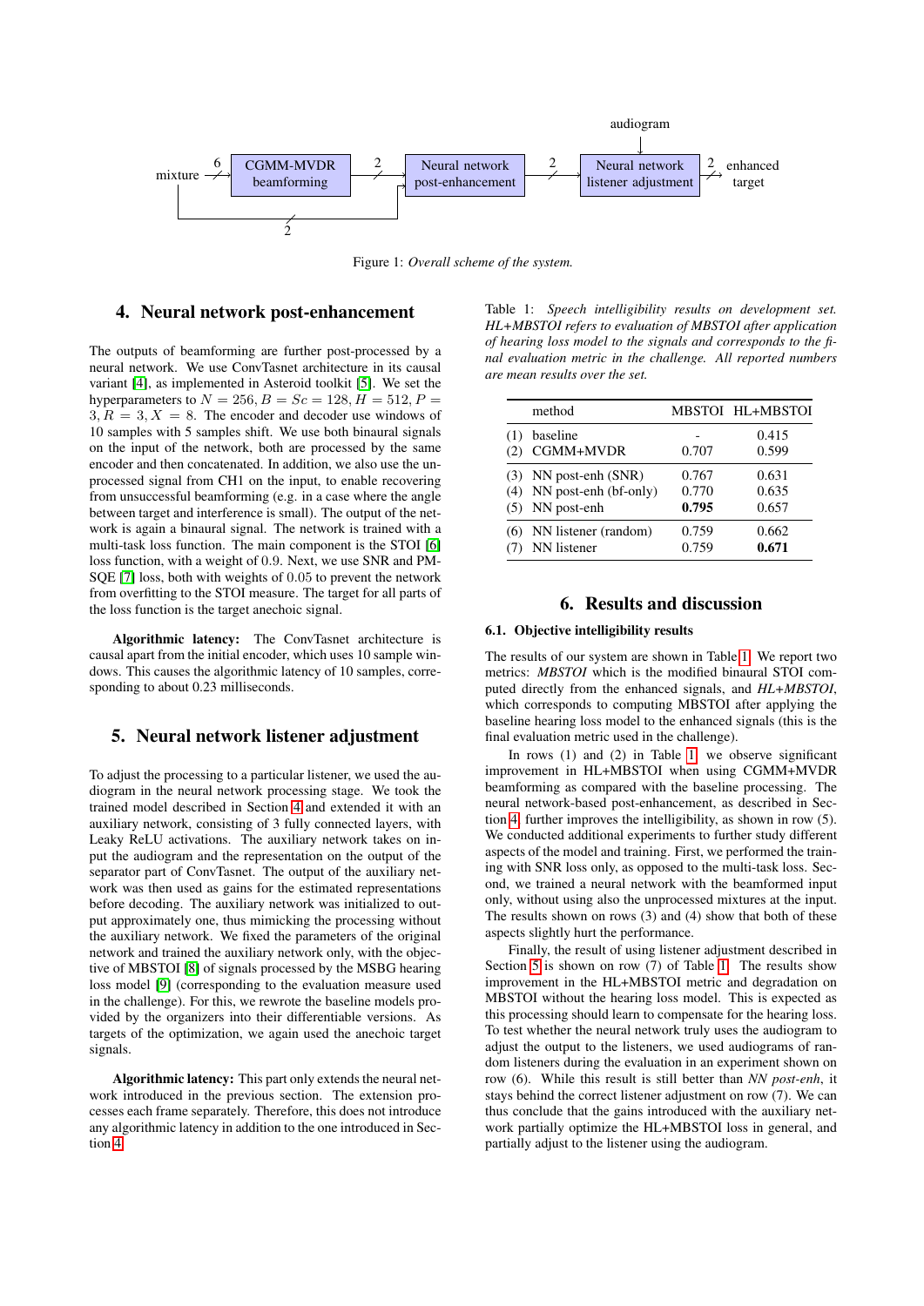mixture
6
CGMM-MVDR beamforming
2
Neural network post-enhancement
2
Neural network listener adjustment
audiogram
2
enhanced target
2

Figure 1: *Overall scheme of the system.*

## 4. Neural network post-enhancement

The outputs of beamforming are further post-processed by a neural network. We use ConvTasnet architecture in its causal variant [4], as implemented in Asteroid toolkit [5]. We set the hyperparameters to $N = 256, B = Sc = 128, H = 512, P = 3, R = 3, X = 8$. The encoder and decoder use windows of 10 samples with 5 samples shift. We use both binaural signals on the input of the network, both are processed by the same encoder and then concatenated. In addition, we also use the unprocessed signal from CH1 on the input, to enable recovering from unsuccessful beamforming (e.g. in a case where the angle between target and interference is small). The output of the network is again a binaural signal. The network is trained with a multi-task loss function. The main component is the STOI [6] loss function, with a weight of 0.9. Next, we use SNR and PM-SQE [7] loss, both with weights of 0.05 to prevent the network from overfitting to the STOI measure. The target for all parts of the loss function is the target anechoic signal.

**Algorithmic latency:** The ConvTasnet architecture is causal apart from the initial encoder, which uses 10 sample windows. This causes the algorithmic latency of 10 samples, corresponding to about 0.23 milliseconds.

## 5. Neural network listener adjustment

To adjust the processing to a particular listener, we used the audiogram in the neural network processing stage. We took the trained model described in Section 4 and extended it with an auxiliary network, consisting of 3 fully connected layers, with Leaky ReLU activations. The auxiliary network takes on input the audiogram and the representation on the output of the separator part of ConvTasnet. The output of the auxiliary network was then used as gains for the estimated representations before decoding. The auxiliary network was initialized to output approximately one, thus mimicking the processing without the auxiliary network. We fixed the parameters of the original network and trained the auxiliary network only, with the objective of MBSTOI [8] of signals processed by the MSBG hearing loss model [9] (corresponding to the evaluation measure used in the challenge). For this, we rewrote the baseline models provided by the organizers into their differentiable versions. As targets of the optimization, we again used the anechoic target signals.

**Algorithmic latency:** This part only extends the neural network introduced in the previous section. The extension processes each frame separately. Therefore, this does not introduce any algorithmic latency in addition to the one introduced in Section 4.

Table 1: *Speech intelligibility results on development set. HL+MBSTOI refers to evaluation of MBSTOI after application of hearing loss model to the signals and corresponds to the final evaluation metric in the challenge. All reported numbers are mean results over the set.*

| | method | MBSTOI | HL+MBSTOI |
|---|---|---|---|
| (1) | baseline | - | 0.415 |
| (2) | CGMM+MVDR | 0.707 | 0.599 |
| (3) | NN post-enh (SNR) | 0.767 | 0.631 |
| (4) | NN post-enh (bf-only) | 0.770 | 0.635 |
| (5) | NN post-enh | **0.795** | 0.657 |
| (6) | NN listener (random) | 0.759 | 0.662 |
| (7) | NN listener | 0.759 | **0.671** |

## 6. Results and discussion

### 6.1. Objective intelligibility results

The results of our system are shown in Table 1. We report two metrics: *MBSTOI* which is the modified binaural STOI computed directly from the enhanced signals, and *HL+MBSTOI*, which corresponds to computing MBSTOI after applying the baseline hearing loss model to the enhanced signals (this is the final evaluation metric used in the challenge).

In rows (1) and (2) in Table 1, we observe significant improvement in HL+MBSTOI when using CGMM+MVDR beamforming as compared with the baseline processing. The neural network-based post-enhancement, as described in Section 4, further improves the intelligibility, as shown in row (5). We conducted additional experiments to further study different aspects of the model and training. First, we performed the training with SNR loss only, as opposed to the multi-task loss. Second, we trained a neural network with the beamformed input only, without using also the unprocessed mixtures at the input. The results shown on rows (3) and (4) show that both of these aspects slightly hurt the performance.

Finally, the result of using listener adjustment described in Section 5 is shown on row (7) of Table 1. The results show improvement in the HL+MBSTOI metric and degradation on MBSTOI without the hearing loss model. This is expected as this processing should learn to compensate for the hearing loss. To test whether the neural network truly uses the audiogram to adjust the output to the listeners, we used audiograms of random listeners during the evaluation in an experiment shown on row (6). While this result is still better than *NN post-enh*, it stays behind the correct listener adjustment on row (7). We can thus conclude that the gains introduced with the auxiliary network partially optimize the HL+MBSTOI loss in general, and partially adjust to the listener using the audiogram.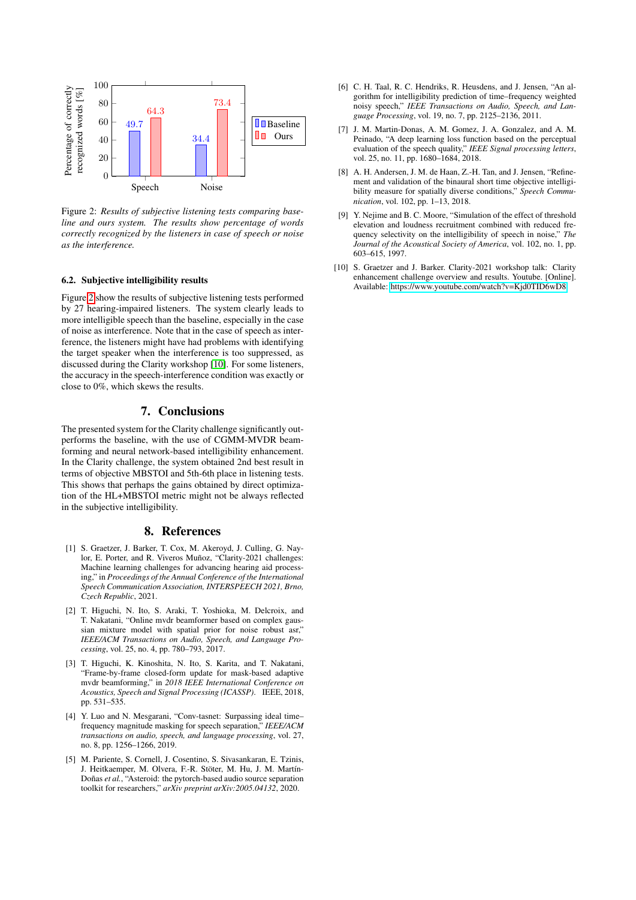Percentage of correctly recognized words [%]

100
80
60
40
20
0

49.7
64.3
34.4
73.4

Speech
Noise

Baseline
Ours

Figure 2: *Results of subjective listening tests comparing baseline and ours system. The results show percentage of words correctly recognized by the listeners in case of speech or noise as the interference.*

### 6.2. Subjective intelligibility results

Figure 2 show the results of subjective listening tests performed by 27 hearing-impaired listeners. The system clearly leads to more intelligible speech than the baseline, especially in the case of noise as interference. Note that in the case of speech as interference, the listeners might have had problems with identifying the target speaker when the interference is too suppressed, as discussed during the Clarity workshop [10]. For some listeners, the accuracy in the speech-interference condition was exactly or close to 0%, which skews the results.

## 7. Conclusions

The presented system for the Clarity challenge significantly outperforms the baseline, with the use of CGMM-MVDR beamforming and neural network-based intelligibility enhancement. In the Clarity challenge, the system obtained 2nd best result in terms of objective MBSTOI and 5th-6th place in listening tests. This shows that perhaps the gains obtained by direct optimization of the HL+MBSTOI metric might not be always reflected in the subjective intelligibility.

## 8. References

[1] S. Graetzer, J. Barker, T. Cox, M. Akeroyd, J. Culling, G. Naylor, E. Porter, and R. Viveros Muñoz, "Clarity-2021 challenges: Machine learning challenges for advancing hearing aid processing," in *Proceedings of the Annual Conference of the International Speech Communication Association, INTERSPEECH 2021, Brno, Czech Republic*, 2021.

[2] T. Higuchi, N. Ito, S. Araki, T. Yoshioka, M. Delcroix, and T. Nakatani, "Online mvdr beamformer based on complex gaussian mixture model with spatial prior for noise robust asr," *IEEE/ACM Transactions on Audio, Speech, and Language Processing*, vol. 25, no. 4, pp. 780–793, 2017.

[3] T. Higuchi, K. Kinoshita, N. Ito, S. Karita, and T. Nakatani, "Frame-by-frame closed-form update for mask-based adaptive mvdr beamforming," in *2018 IEEE International Conference on Acoustics, Speech and Signal Processing (ICASSP)*. IEEE, 2018, pp. 531–535.

[4] Y. Luo and N. Mesgarani, "Conv-tasnet: Surpassing ideal time–frequency magnitude masking for speech separation," *IEEE/ACM transactions on audio, speech, and language processing*, vol. 27, no. 8, pp. 1256–1266, 2019.

[5] M. Pariente, S. Cornell, J. Cosentino, S. Sivasankaran, E. Tzinis, J. Heitkaemper, M. Olvera, F.-R. Stöter, M. Hu, J. M. Martín-Doñas *et al.*, "Asteroid: the pytorch-based audio source separation toolkit for researchers," *arXiv preprint arXiv:2005.04132*, 2020.

[6] C. H. Taal, R. C. Hendriks, R. Heusdens, and J. Jensen, "An algorithm for intelligibility prediction of time–frequency weighted noisy speech," *IEEE Transactions on Audio, Speech, and Language Processing*, vol. 19, no. 7, pp. 2125–2136, 2011.

[7] J. M. Martin-Donas, A. M. Gomez, J. A. Gonzalez, and A. M. Peinado, "A deep learning loss function based on the perceptual evaluation of the speech quality," *IEEE Signal processing letters*, vol. 25, no. 11, pp. 1680–1684, 2018.

[8] A. H. Andersen, J. M. de Haan, Z.-H. Tan, and J. Jensen, "Refinement and validation of the binaural short time objective intelligibility measure for spatially diverse conditions," *Speech Communication*, vol. 102, pp. 1–13, 2018.

[9] Y. Nejime and B. C. Moore, "Simulation of the effect of threshold elevation and loudness recruitment combined with reduced frequency selectivity on the intelligibility of speech in noise," *The Journal of the Acoustical Society of America*, vol. 102, no. 1, pp. 603–615, 1997.

[10] S. Graetzer and J. Barker. Clarity-2021 workshop talk: Clarity enhancement challenge overview and results. Youtube. [Online]. Available: https://www.youtube.com/watch?v=Kjd0TlD6wD8